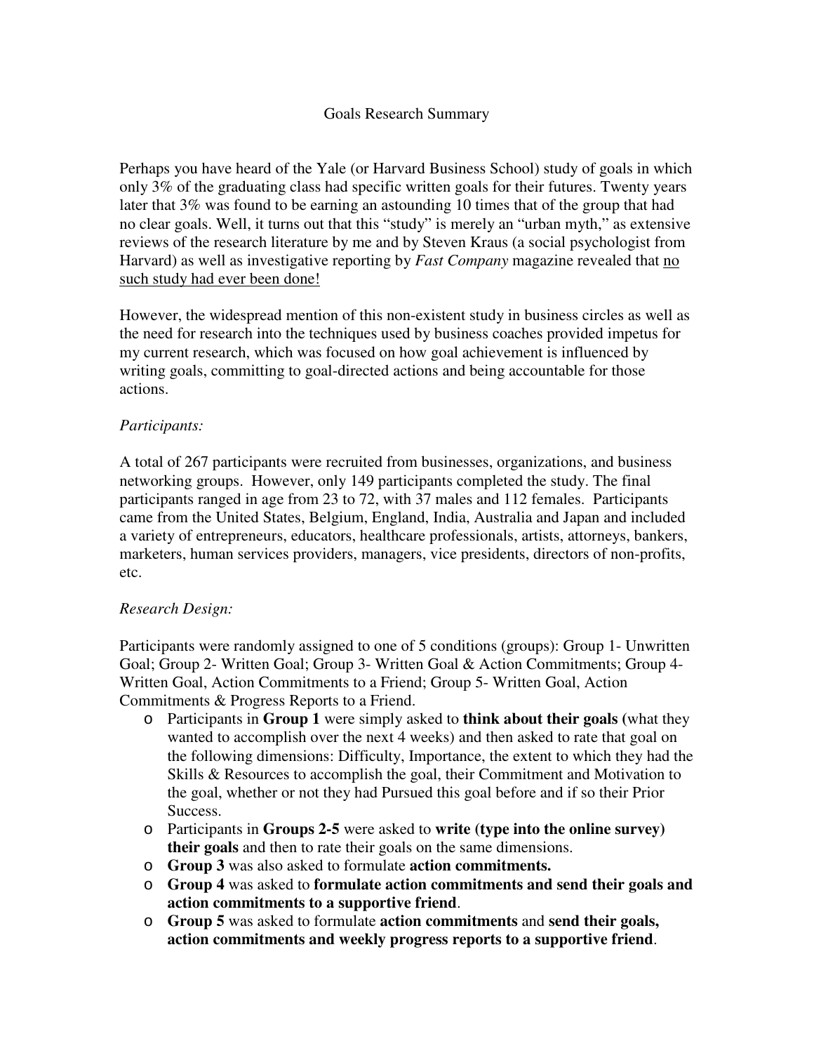# Goals Research Summary

Perhaps you have heard of the Yale (or Harvard Business School) study of goals in which only 3% of the graduating class had specific written goals for their futures. Twenty years later that 3% was found to be earning an astounding 10 times that of the group that had no clear goals. Well, it turns out that this "study" is merely an "urban myth," as extensive reviews of the research literature by me and by Steven Kraus (a social psychologist from Harvard) as well as investigative reporting by *Fast Company* magazine revealed that <u>no such study had ever been done!</u>

However, the widespread mention of this non-existent study in business circles as well as the need for research into the techniques used by business coaches provided impetus for my current research, which was focused on how goal achievement is influenced by writing goals, committing to goal-directed actions and being accountable for those actions.

*Participants:*

A total of 267 participants were recruited from businesses, organizations, and business networking groups. However, only 149 participants completed the study. The final participants ranged in age from 23 to 72, with 37 males and 112 females. Participants came from the United States, Belgium, England, India, Australia and Japan and included a variety of entrepreneurs, educators, healthcare professionals, artists, attorneys, bankers, marketers, human services providers, managers, vice presidents, directors of non-profits, etc.

*Research Design:*

Participants were randomly assigned to one of 5 conditions (groups): Group 1- Unwritten Goal; Group 2- Written Goal; Group 3- Written Goal & Action Commitments; Group 4- Written Goal, Action Commitments to a Friend; Group 5- Written Goal, Action Commitments & Progress Reports to a Friend.

- Participants in **Group 1** were simply asked to **think about their goals (**what they wanted to accomplish over the next 4 weeks) and then asked to rate that goal on the following dimensions: Difficulty, Importance, the extent to which they had the Skills & Resources to accomplish the goal, their Commitment and Motivation to the goal, whether or not they had Pursued this goal before and if so their Prior Success.
- Participants in **Groups 2-5** were asked to **write (type into the online survey) their goals** and then to rate their goals on the same dimensions.
- **Group 3** was also asked to formulate **action commitments.**
- **Group 4** was asked to **formulate action commitments and send their goals and action commitments to a supportive friend**.
- **Group 5** was asked to formulate **action commitments** and **send their goals, action commitments and weekly progress reports to a supportive friend**.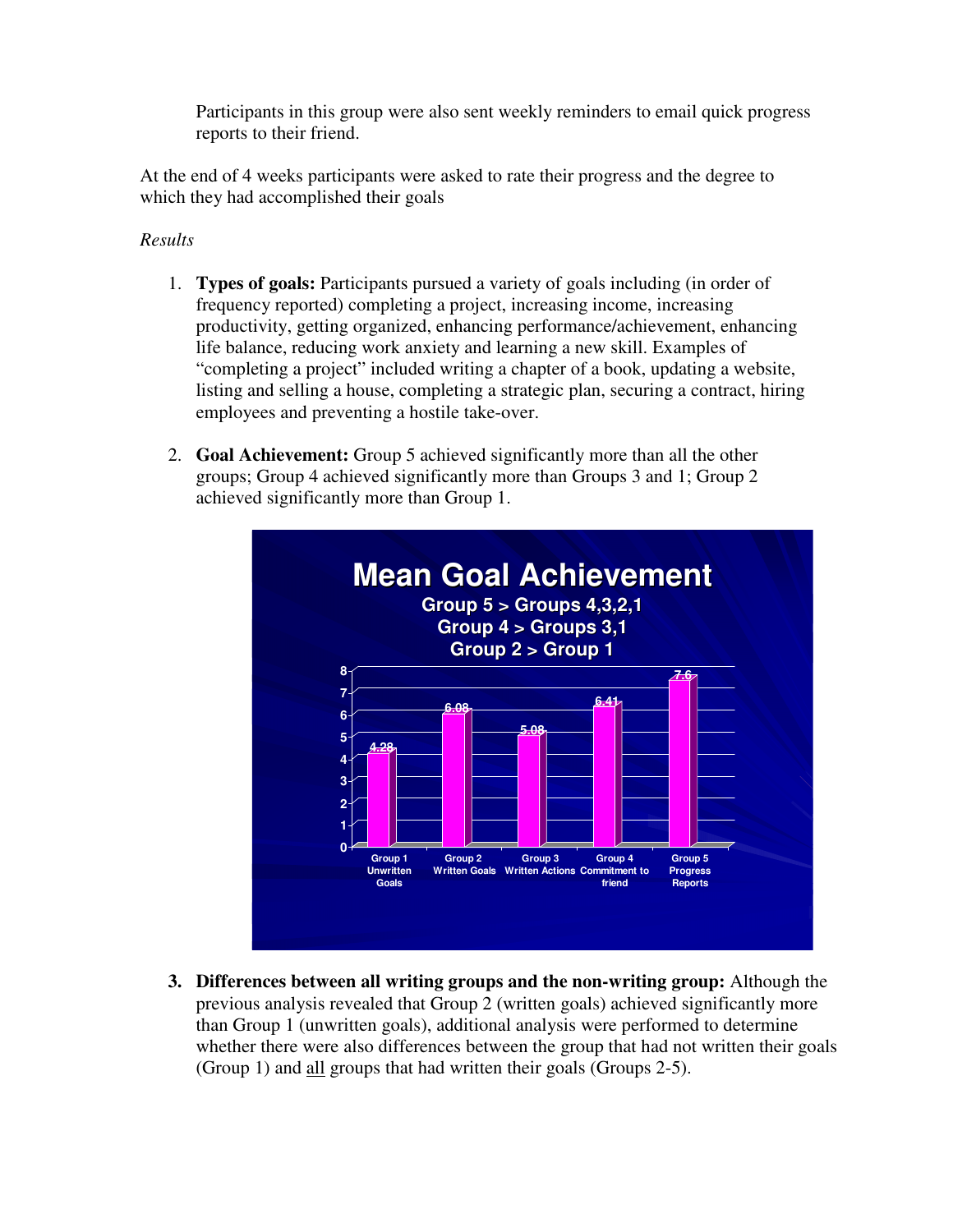Participants in this group were also sent weekly reminders to email quick progress reports to their friend.

At the end of 4 weeks participants were asked to rate their progress and the degree to which they had accomplished their goals

*Results*

1. **Types of goals:** Participants pursued a variety of goals including (in order of frequency reported) completing a project, increasing income, increasing productivity, getting organized, enhancing performance/achievement, enhancing life balance, reducing work anxiety and learning a new skill. Examples of "completing a project" included writing a chapter of a book, updating a website, listing and selling a house, completing a strategic plan, securing a contract, hiring employees and preventing a hostile take-over.

2. **Goal Achievement:** Group 5 achieved significantly more than all the other groups; Group 4 achieved significantly more than Groups 3 and 1; Group 2 achieved significantly more than Group 1.

**Mean Goal Achievement**

Group 5 > Groups 4,3,2,1
Group 4 > Groups 3,1
Group 2 > Group 1

| Group | Mean Goal Achievement |
|---|---|
| Group 1 Unwritten Goals | 4.28 |
| Group 2 Written Goals | 6.08 |
| Group 3 Written Actions | 5.08 |
| Group 4 Commitment to friend | 6.41 |
| Group 5 Progress Reports | 7.6 |

3. **Differences between all writing groups and the non-writing group:** Although the previous analysis revealed that Group 2 (written goals) achieved significantly more than Group 1 (unwritten goals), additional analysis were performed to determine whether there were also differences between the group that had not written their goals (Group 1) and <u>all</u> groups that had written their goals (Groups 2-5).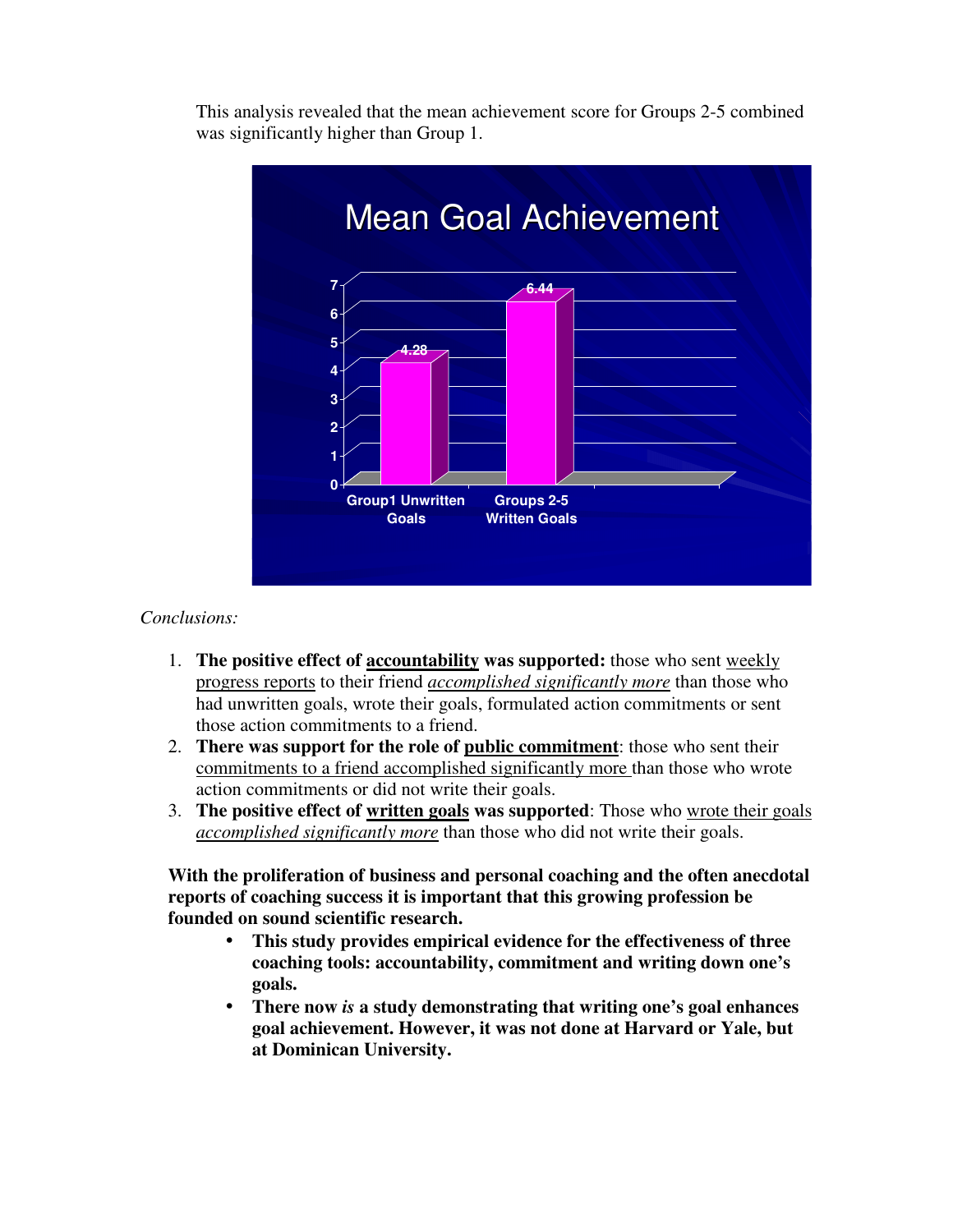This analysis revealed that the mean achievement score for Groups 2-5 combined was significantly higher than Group 1.

Mean Goal Achievement

7
6
5
4
3
2
1
0

4.28
6.44

Group1 Unwritten Goals
Groups 2-5 Written Goals

*Conclusions:*

1. **The positive effect of <u>accountability</u> was supported:** those who sent <u>weekly progress reports</u> to their friend *<u>accomplished significantly more</u>* than those who had unwritten goals, wrote their goals, formulated action commitments or sent those action commitments to a friend.
2. **There was support for the role of <u>public commitment</u>**: those who sent their <u>commitments to a friend accomplished significantly more</u> than those who wrote action commitments or did not write their goals.
3. **The positive effect of <u>written goals</u> was supported**: Those who <u>wrote their goals</u> *<u>accomplished significantly more</u>* than those who did not write their goals.

**With the proliferation of business and personal coaching and the often anecdotal reports of coaching success it is important that this growing profession be founded on sound scientific research.**

- **This study provides empirical evidence for the effectiveness of three coaching tools: accountability, commitment and writing down one's goals.**
- **There now *is* a study demonstrating that writing one's goal enhances goal achievement. However, it was not done at Harvard or Yale, but at Dominican University.**